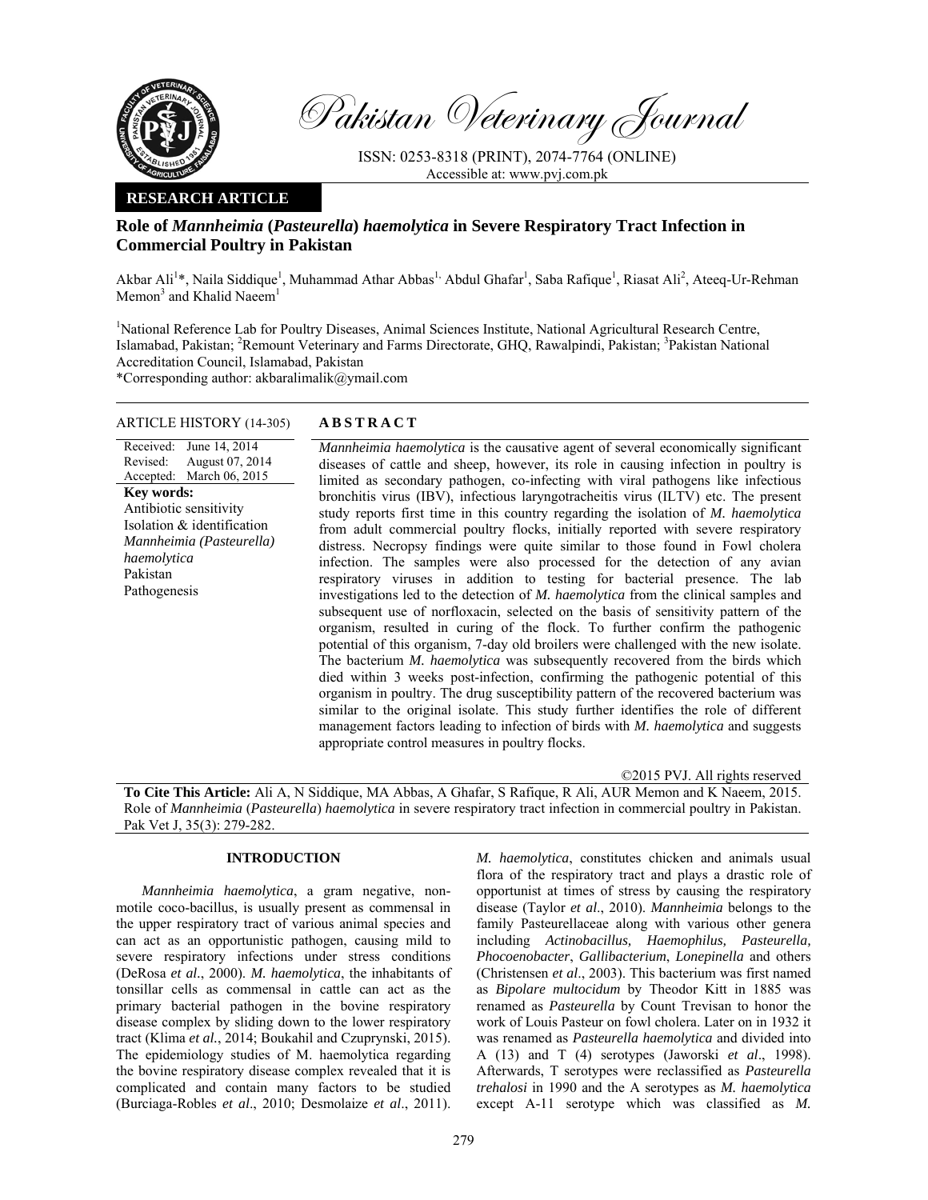Pakistan Veterinary Journal

ISSN: 0253-8318 (PRINT), 2074-7764 (ONLINE)
Accessible at: www.pvj.com.pk

**RESEARCH ARTICLE**

# Role of *Mannheimia* (*Pasteurella*) *haemolytica* in Severe Respiratory Tract Infection in Commercial Poultry in Pakistan

Akbar Ali[1]*, Naila Siddique[1], Muhammad Athar Abbas[1], Abdul Ghafar[1], Saba Rafique[1], Riasat Ali[2], Ateeq-Ur-Rehman Memon[3] and Khalid Naeem[1]

[1]National Reference Lab for Poultry Diseases, Animal Sciences Institute, National Agricultural Research Centre, Islamabad, Pakistan; [2]Remount Veterinary and Farms Directorate, GHQ, Rawalpindi, Pakistan; [3]Pakistan National Accreditation Council, Islamabad, Pakistan

*Corresponding author: akbaralimalik@ymail.com

**ARTICLE HISTORY** (14-305)

Received: June 14, 2014
Revised: August 07, 2014
Accepted: March 06, 2015

**Key words:**
Antibiotic sensitivity
Isolation & identification
*Mannheimia (Pasteurella) haemolytica*
Pakistan
Pathogenesis

## ABSTRACT

*Mannheimia haemolytica* is the causative agent of several economically significant diseases of cattle and sheep, however, its role in causing infection in poultry is limited as secondary pathogen, co-infecting with viral pathogens like infectious bronchitis virus (IBV), infectious laryngotracheitis virus (ILTV) etc. The present study reports first time in this country regarding the isolation of *M. haemolytica* from adult commercial poultry flocks, initially reported with severe respiratory distress. Necropsy findings were quite similar to those found in Fowl cholera infection. The samples were also processed for the detection of any avian respiratory viruses in addition to testing for bacterial presence. The lab investigations led to the detection of *M. haemolytica* from the clinical samples and subsequent use of norfloxacin, selected on the basis of sensitivity pattern of the organism, resulted in curing of the flock. To further confirm the pathogenic potential of this organism, 7-day old broilers were challenged with the new isolate. The bacterium *M. haemolytica* was subsequently recovered from the birds which died within 3 weeks post-infection, confirming the pathogenic potential of this organism in poultry. The drug susceptibility pattern of the recovered bacterium was similar to the original isolate. This study further identifies the role of different management factors leading to infection of birds with *M. haemolytica* and suggests appropriate control measures in poultry flocks.

©2015 PVJ. All rights reserved

**To Cite This Article:** Ali A, N Siddique, MA Abbas, A Ghafar, S Rafique, R Ali, AUR Memon and K Naeem, 2015. Role of *Mannheimia* (*Pasteurella*) *haemolytica* in severe respiratory tract infection in commercial poultry in Pakistan. Pak Vet J, 35(3): 279-282.

## INTRODUCTION

*Mannheimia haemolytica*, a gram negative, non-motile coco-bacillus, is usually present as commensal in the upper respiratory tract of various animal species and can act as an opportunistic pathogen, causing mild to severe respiratory infections under stress conditions (DeRosa *et al*., 2000). *M. haemolytica*, the inhabitants of tonsillar cells as commensal in cattle can act as the primary bacterial pathogen in the bovine respiratory disease complex by sliding down to the lower respiratory tract (Klima *et al.*, 2014; Boukahil and Czuprynski, 2015). The epidemiology studies of M. haemolytica regarding the bovine respiratory disease complex revealed that it is complicated and contain many factors to be studied (Burciaga-Robles *et al*., 2010; Desmolaize *et al*., 2011). *M. haemolytica*, constitutes chicken and animals usual flora of the respiratory tract and plays a drastic role of opportunist at times of stress by causing the respiratory disease (Taylor *et al*., 2010). *Mannheimia* belongs to the family Pasteurellaceae along with various other genera including *Actinobacillus, Haemophilus, Pasteurella, Phocoenobacter*, *Gallibacterium*, *Lonepinella* and others (Christensen *et al*., 2003). This bacterium was first named as *Bipolare multocidum* by Theodor Kitt in 1885 was renamed as *Pasteurella* by Count Trevisan to honor the work of Louis Pasteur on fowl cholera. Later on in 1932 it was renamed as *Pasteurella haemolytica* and divided into A (13) and T (4) serotypes (Jaworski *et al*., 1998). Afterwards, T serotypes were reclassified as *Pasteurella trehalosi* in 1990 and the A serotypes as *M. haemolytica* except A-11 serotype which was classified as *M.*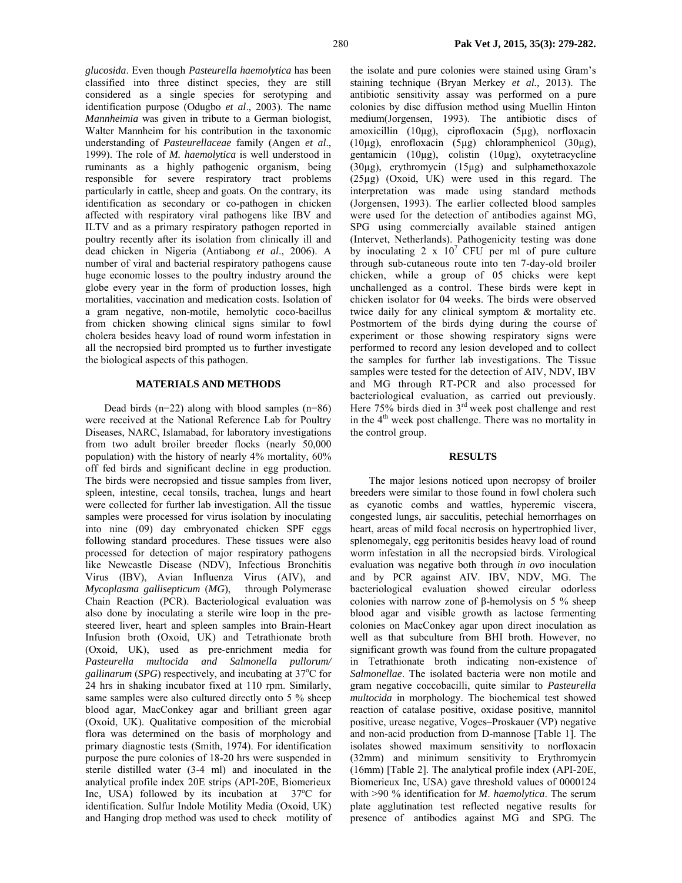*glucosida*. Even though *Pasteurella haemolytica* has been classified into three distinct species, they are still considered as a single species for serotyping and identification purpose (Odugbo *et al*., 2003). The name *Mannheimia* was given in tribute to a German biologist, Walter Mannheim for his contribution in the taxonomic understanding of *Pasteurellaceae* family (Angen *et al*., 1999). The role of *M. haemolytica* is well understood in ruminants as a highly pathogenic organism, being responsible for severe respiratory tract problems particularly in cattle, sheep and goats. On the contrary, its identification as secondary or co-pathogen in chicken affected with respiratory viral pathogens like IBV and ILTV and as a primary respiratory pathogen reported in poultry recently after its isolation from clinically ill and dead chicken in Nigeria (Antiabong *et al*., 2006). A number of viral and bacterial respiratory pathogens cause huge economic losses to the poultry industry around the globe every year in the form of production losses, high mortalities, vaccination and medication costs. Isolation of a gram negative, non-motile, hemolytic coco-bacillus from chicken showing clinical signs similar to fowl cholera besides heavy load of round worm infestation in all the necropsied bird prompted us to further investigate the biological aspects of this pathogen.

## MATERIALS AND METHODS

Dead birds (n=22) along with blood samples (n=86) were received at the National Reference Lab for Poultry Diseases, NARC, Islamabad, for laboratory investigations from two adult broiler breeder flocks (nearly 50,000 population) with the history of nearly 4% mortality, 60% off fed birds and significant decline in egg production. The birds were necropsied and tissue samples from liver, spleen, intestine, cecal tonsils, trachea, lungs and heart were collected for further lab investigation. All the tissue samples were processed for virus isolation by inoculating into nine (09) day embryonated chicken SPF eggs following standard procedures. These tissues were also processed for detection of major respiratory pathogens like Newcastle Disease (NDV), Infectious Bronchitis Virus (IBV), Avian Influenza Virus (AIV), and *Mycoplasma gallisepticum* (*MG*), through Polymerase Chain Reaction (PCR). Bacteriological evaluation was also done by inoculating a sterile wire loop in the pre-steered liver, heart and spleen samples into Brain-Heart Infusion broth (Oxoid, UK) and Tetrathionate broth (Oxoid, UK), used as pre-enrichment media for *Pasteurella multocida and Salmonella pullorum/ gallinarum* (*SPG*) respectively, and incubating at 37$^o$C for 24 hrs in shaking incubator fixed at 110 rpm. Similarly, same samples were also cultured directly onto 5 % sheep blood agar, MacConkey agar and brilliant green agar (Oxoid, UK). Qualitative composition of the microbial flora was determined on the basis of morphology and primary diagnostic tests (Smith, 1974). For identification purpose the pure colonies of 18-20 hrs were suspended in sterile distilled water (3-4 ml) and inoculated in the analytical profile index 20E strips (API-20E, Biomerieux Inc, USA) followed by its incubation at 37$^o$C for identification. Sulfur Indole Motility Media (Oxoid, UK) and Hanging drop method was used to check motility of the isolate and pure colonies were stained using Gram's staining technique (Bryan Merkey *et al.,* 2013). The antibiotic sensitivity assay was performed on a pure colonies by disc diffusion method using Muellin Hinton medium(Jorgensen, 1993). The antibiotic discs of amoxicillin (10µg), ciprofloxacin (5µg), norfloxacin (10µg), enrofloxacin (5µg) chloramphenicol (30µg), gentamicin (10µg), colistin (10µg), oxytetracycline (30µg), erythromycin (15µg) and sulphamethoxazole (25µg) (Oxoid, UK) were used in this regard. The interpretation was made using standard methods (Jorgensen, 1993). The earlier collected blood samples were used for the detection of antibodies against MG, SPG using commercially available stained antigen (Intervet, Netherlands). Pathogenicity testing was done by inoculating 2 x $10^7$ CFU per ml of pure culture through sub-cutaneous route into ten 7-day-old broiler chicken, while a group of 05 chicks were kept unchallenged as a control. These birds were kept in chicken isolator for 04 weeks. The birds were observed twice daily for any clinical symptom & mortality etc. Postmortem of the birds dying during the course of experiment or those showing respiratory signs were performed to record any lesion developed and to collect the samples for further lab investigations. The Tissue samples were tested for the detection of AIV, NDV, IBV and MG through RT-PCR and also processed for bacteriological evaluation, as carried out previously. Here 75% birds died in 3$^{rd}$ week post challenge and rest in the 4$^{th}$ week post challenge. There was no mortality in the control group.

## RESULTS

The major lesions noticed upon necropsy of broiler breeders were similar to those found in fowl cholera such as cyanotic combs and wattles, hyperemic viscera, congested lungs, air sacculitis, petechial hemorrhages on heart, areas of mild focal necrosis on hypertrophied liver, splenomegaly, egg peritonitis besides heavy load of round worm infestation in all the necropsied birds. Virological evaluation was negative both through *in ovo* inoculation and by PCR against AIV. IBV, NDV, MG. The bacteriological evaluation showed circular odorless colonies with narrow zone of β-hemolysis on 5 % sheep blood agar and visible growth as lactose fermenting colonies on MacConkey agar upon direct inoculation as well as that subculture from BHI broth. However, no significant growth was found from the culture propagated in Tetrathionate broth indicating non-existence of *Salmonellae*. The isolated bacteria were non motile and gram negative coccobacilli, quite similar to *Pasteurella multocida* in morphology. The biochemical test showed reaction of catalase positive, oxidase positive, mannitol positive, urease negative, Voges–Proskauer (VP) negative and non-acid production from D-mannose [Table 1]. The isolates showed maximum sensitivity to norfloxacin (32mm) and minimum sensitivity to Erythromycin (16mm) [Table 2]. The analytical profile index (API-20E, Biomerieux Inc, USA) gave threshold values of 0000124 with >90 % identification for *M*. *haemolytica*. The serum plate agglutination test reflected negative results for presence of antibodies against MG and SPG. The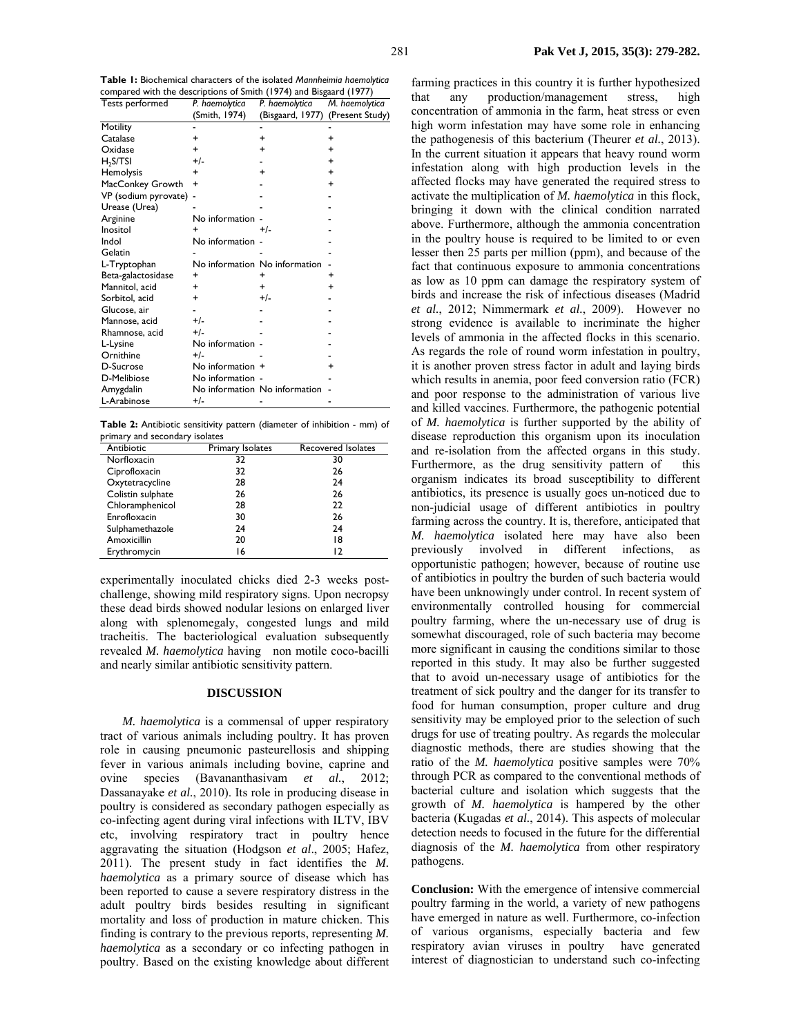**Table 1:** Biochemical characters of the isolated *Mannheimia haemolytica* compared with the descriptions of Smith (1974) and Bisgaard (1977)

| Tests performed | *P. haemolytica* (Smith, 1974) | *P. haemolytica* (Bisgaard, 1977) | *M. haemolytica* (Present Study) |
|---|---|---|---|
| Motility | - | - | - |
| Catalase | + | + | + |
| Oxidase | + | + | + |
| $H_2S$/TSI | +/- | - | + |
| Hemolysis | + | + | + |
| MacConkey Growth | + | - | + |
| VP (sodium pyrovate) | - | - | - |
| Urease (Urea) | - | - | - |
| Arginine | No information | - | - |
| Inositol | + | +/- | - |
| Indol | No information | - | - |
| Gelatin | - | - | - |
| L-Tryptophan | No information | No information | - |
| Beta-galactosidase | + | + | + |
| Mannitol, acid | + | + | + |
| Sorbitol, acid | + | +/- | - |
| Glucose, air | - | - | - |
| Mannose, acid | +/- | - | - |
| Rhamnose, acid | +/- | - | - |
| L-Lysine | No information | - | - |
| Ornithine | +/- | - | - |
| D-Sucrose | No information | + | + |
| D-Melibiose | No information | - | - |
| Amygdalin | No information | No information | - |
| L-Arabinose | +/- | - | - |

**Table 2:** Antibiotic sensitivity pattern (diameter of inhibition - mm) of primary and secondary isolates

| Antibiotic | Primary Isolates | Recovered Isolates |
|---|---|---|
| Norfloxacin | 32 | 30 |
| Ciprofloxacin | 32 | 26 |
| Oxytetracycline | 28 | 24 |
| Colistin sulphate | 26 | 26 |
| Chloramphenicol | 28 | 22 |
| Enrofloxacin | 30 | 26 |
| Sulphamethazole | 24 | 24 |
| Amoxicillin | 20 | 18 |
| Erythromycin | 16 | 12 |

experimentally inoculated chicks died 2-3 weeks post-challenge, showing mild respiratory signs. Upon necropsy these dead birds showed nodular lesions on enlarged liver along with splenomegaly, congested lungs and mild tracheitis. The bacteriological evaluation subsequently revealed *M. haemolytica* having non motile coco-bacilli and nearly similar antibiotic sensitivity pattern.

## DISCUSSION

*M. haemolytica* is a commensal of upper respiratory tract of various animals including poultry. It has proven role in causing pneumonic pasteurellosis and shipping fever in various animals including bovine, caprine and ovine species (Bavananthasivam *et al*., 2012; Dassanayake *et al*., 2010). Its role in producing disease in poultry is considered as secondary pathogen especially as co-infecting agent during viral infections with ILTV, IBV etc, involving respiratory tract in poultry hence aggravating the situation (Hodgson *et al*., 2005; Hafez, 2011). The present study in fact identifies the *M. haemolytica* as a primary source of disease which has been reported to cause a severe respiratory distress in the adult poultry birds besides resulting in significant mortality and loss of production in mature chicken. This finding is contrary to the previous reports, representing *M. haemolytica* as a secondary or co infecting pathogen in poultry. Based on the existing knowledge about different farming practices in this country it is further hypothesized that any production/management stress, high concentration of ammonia in the farm, heat stress or even high worm infestation may have some role in enhancing the pathogenesis of this bacterium (Theurer *et al*., 2013). In the current situation it appears that heavy round worm infestation along with high production levels in the affected flocks may have generated the required stress to activate the multiplication of *M. haemolytica* in this flock, bringing it down with the clinical condition narrated above. Furthermore, although the ammonia concentration in the poultry house is required to be limited to or even lesser then 25 parts per million (ppm), and because of the fact that continuous exposure to ammonia concentrations as low as 10 ppm can damage the respiratory system of birds and increase the risk of infectious diseases (Madrid *et al*., 2012; Nimmermark *et al*., 2009). However no strong evidence is available to incriminate the higher levels of ammonia in the affected flocks in this scenario. As regards the role of round worm infestation in poultry, it is another proven stress factor in adult and laying birds which results in anemia, poor feed conversion ratio (FCR) and poor response to the administration of various live and killed vaccines. Furthermore, the pathogenic potential of *M. haemolytica* is further supported by the ability of disease reproduction this organism upon its inoculation and re-isolation from the affected organs in this study. Furthermore, as the drug sensitivity pattern of this organism indicates its broad susceptibility to different antibiotics, its presence is usually goes un-noticed due to non-judicial usage of different antibiotics in poultry farming across the country. It is, therefore, anticipated that *M. haemolytica* isolated here may have also been previously involved in different infections, as opportunistic pathogen; however, because of routine use of antibiotics in poultry the burden of such bacteria would have been unknowingly under control. In recent system of environmentally controlled housing for commercial poultry farming, where the un-necessary use of drug is somewhat discouraged, role of such bacteria may become more significant in causing the conditions similar to those reported in this study. It may also be further suggested that to avoid un-necessary usage of antibiotics for the treatment of sick poultry and the danger for its transfer to food for human consumption, proper culture and drug sensitivity may be employed prior to the selection of such drugs for use of treating poultry. As regards the molecular diagnostic methods, there are studies showing that the ratio of the *M. haemolytica* positive samples were 70% through PCR as compared to the conventional methods of bacterial culture and isolation which suggests that the growth of *M. haemolytica* is hampered by the other bacteria (Kugadas *et al*., 2014). This aspects of molecular detection needs to focused in the future for the differential diagnosis of the *M. haemolytica* from other respiratory pathogens.

**Conclusion:** With the emergence of intensive commercial poultry farming in the world, a variety of new pathogens have emerged in nature as well. Furthermore, co-infection of various organisms, especially bacteria and few respiratory avian viruses in poultry have generated interest of diagnostician to understand such co-infecting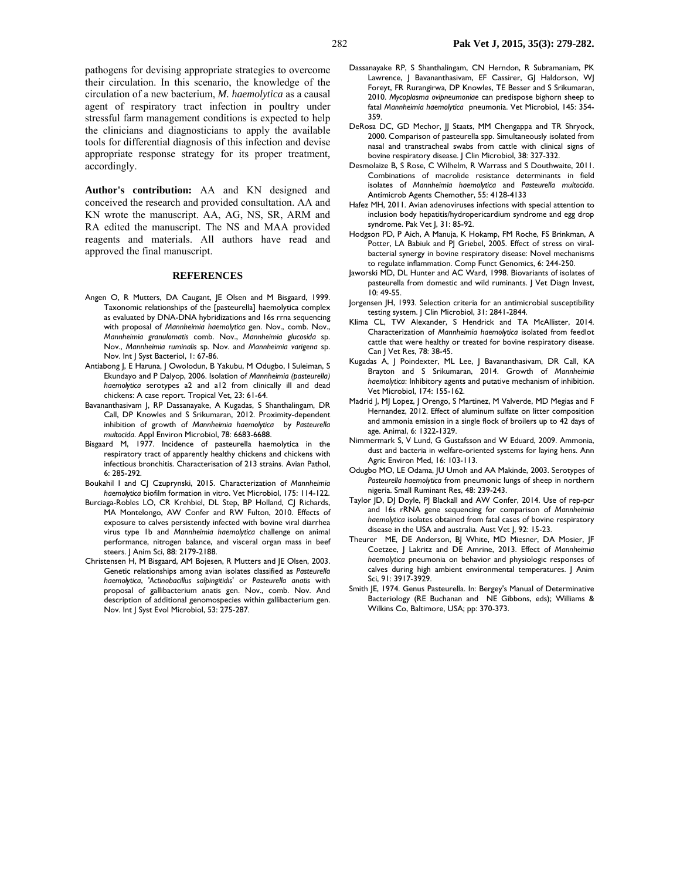pathogens for devising appropriate strategies to overcome their circulation. In this scenario, the knowledge of the circulation of a new bacterium, *M. haemolytica* as a causal agent of respiratory tract infection in poultry under stressful farm management conditions is expected to help the clinicians and diagnosticians to apply the available tools for differential diagnosis of this infection and devise appropriate response strategy for its proper treatment, accordingly.

**Author's contribution:** AA and KN designed and conceived the research and provided consultation. AA and KN wrote the manuscript. AA, AG, NS, SR, ARM and RA edited the manuscript. The NS and MAA provided reagents and materials. All authors have read and approved the final manuscript.

## REFERENCES

Angen O, R Mutters, DA Caugant, JE Olsen and M Bisgaard, 1999. Taxonomic relationships of the [pasteurella] haemolytica complex as evaluated by DNA-DNA hybridizations and 16s rrna sequencing with proposal of *Mannheimia haemolytica* gen. Nov., comb. Nov., *Mannheimia granulomatis* comb. Nov., *Mannheimia glucosida* sp. Nov., *Mannheimia ruminalis* sp. Nov. and *Mannheimia varigena* sp. Nov. Int J Syst Bacteriol, 1: 67-86.

Antiabong J, E Haruna, J Owolodun, B Yakubu, M Odugbo, I Suleiman, S Ekundayo and P Dalyop, 2006. Isolation of *Mannheimia (pasteurella) haemolytica* serotypes a2 and a12 from clinically ill and dead chickens: A case report. Tropical Vet, 23: 61-64.

Bavananthasivam J, RP Dassanayake, A Kugadas, S Shanthalingam, DR Call, DP Knowles and S Srikumaran, 2012. Proximity-dependent inhibition of growth of *Mannheimia haemolytica* by *Pasteurella multocida*. Appl Environ Microbiol, 78: 6683-6688.

Bisgaard M, 1977. Incidence of pasteurella haemolytica in the respiratory tract of apparently healthy chickens and chickens with infectious bronchitis. Characterisation of 213 strains. Avian Pathol, 6: 285-292.

Boukahil I and CJ Czuprynski, 2015. Characterization of *Mannheimia haemolytica* biofilm formation in vitro. Vet Microbiol, 175: 114-122.

Burciaga-Robles LO, CR Krehbiel, DL Step, BP Holland, CJ Richards, MA Montelongo, AW Confer and RW Fulton, 2010. Effects of exposure to calves persistently infected with bovine viral diarrhea virus type 1b and *Mannheimia haemolytica* challenge on animal performance, nitrogen balance, and visceral organ mass in beef steers. J Anim Sci, 88: 2179-2188.

Christensen H, M Bisgaard, AM Bojesen, R Mutters and JE Olsen, 2003. Genetic relationships among avian isolates classified as *Pasteurella haemolytica*, '*Actinobacillus salpingitidis*' or *Pasteurella anatis* with proposal of gallibacterium anatis gen. Nov., comb. Nov. And description of additional genomospecies within gallibacterium gen. Nov. Int J Syst Evol Microbiol, 53: 275-287.

Dassanayake RP, S Shanthalingam, CN Herndon, R Subramaniam, PK Lawrence, J Bavananthasivam, EF Cassirer, GJ Haldorson, WJ Foreyt, FR Rurangirwa, DP Knowles, TE Besser and S Srikumaran, 2010. *Mycoplasma ovipneumoniae* can predispose bighorn sheep to fatal *Mannheimia haemolytica* pneumonia. Vet Microbiol, 145: 354-359.

DeRosa DC, GD Mechor, JJ Staats, MM Chengappa and TR Shryock, 2000. Comparison of pasteurella spp. Simultaneously isolated from nasal and transtracheal swabs from cattle with clinical signs of bovine respiratory disease. J Clin Microbiol, 38: 327-332.

Desmolaize B, S Rose, C Wilhelm, R Warrass and S Douthwaite, 2011. Combinations of macrolide resistance determinants in field isolates of *Mannheimia haemolytica* and *Pasteurella multocida*. Antimicrob Agents Chemother, 55: 4128-4133

Hafez MH, 2011. Avian adenoviruses infections with special attention to inclusion body hepatitis/hydropericardium syndrome and egg drop syndrome. Pak Vet J, 31: 85-92.

Hodgson PD, P Aich, A Manuja, K Hokamp, FM Roche, FS Brinkman, A Potter, LA Babiuk and PJ Griebel, 2005. Effect of stress on viral-bacterial synergy in bovine respiratory disease: Novel mechanisms to regulate inflammation. Comp Funct Genomics, 6: 244-250.

Jaworski MD, DL Hunter and AC Ward, 1998. Biovariants of isolates of pasteurella from domestic and wild ruminants. J Vet Diagn Invest, 10: 49-55.

Jorgensen JH, 1993. Selection criteria for an antimicrobial susceptibility testing system. J Clin Microbiol, 31: 2841-2844.

Klima CL, TW Alexander, S Hendrick and TA McAllister, 2014. Characterization of *Mannheimia haemolytica* isolated from feedlot cattle that were healthy or treated for bovine respiratory disease. Can J Vet Res, 78: 38-45.

Kugadas A, J Poindexter, ML Lee, J Bavananthasivam, DR Call, KA Brayton and S Srikumaran, 2014. Growth of *Mannheimia haemolytica*: Inhibitory agents and putative mechanism of inhibition. Vet Microbiol, 174: 155-162.

Madrid J, MJ Lopez, J Orengo, S Martinez, M Valverde, MD Megias and F Hernandez, 2012. Effect of aluminum sulfate on litter composition and ammonia emission in a single flock of broilers up to 42 days of age. Animal, 6: 1322-1329.

Nimmermark S, V Lund, G Gustafsson and W Eduard, 2009. Ammonia, dust and bacteria in welfare-oriented systems for laying hens. Ann Agric Environ Med, 16: 103-113.

Odugbo MO, LE Odama, JU Umoh and AA Makinde, 2003. Serotypes of *Pasteurella haemolytica* from pneumonic lungs of sheep in northern nigeria. Small Ruminant Res, 48: 239-243.

Taylor JD, DJ Doyle, PJ Blackall and AW Confer, 2014. Use of rep-pcr and 16s rRNA gene sequencing for comparison of *Mannheimia haemolytica* isolates obtained from fatal cases of bovine respiratory disease in the USA and australia. Aust Vet J, 92: 15-23.

Theurer ME, DE Anderson, BJ White, MD Miesner, DA Mosier, JF Coetzee, J Lakritz and DE Amrine, 2013. Effect of *Mannheimia haemolytica* pneumonia on behavior and physiologic responses of calves during high ambient environmental temperatures. J Anim Sci, 91: 3917-3929.

Smith JE, 1974. Genus Pasteurella. In: Bergey's Manual of Determinative Bacteriology (RE Buchanan and NE Gibbons, eds); Williams & Wilkins Co, Baltimore, USA; pp: 370-373.